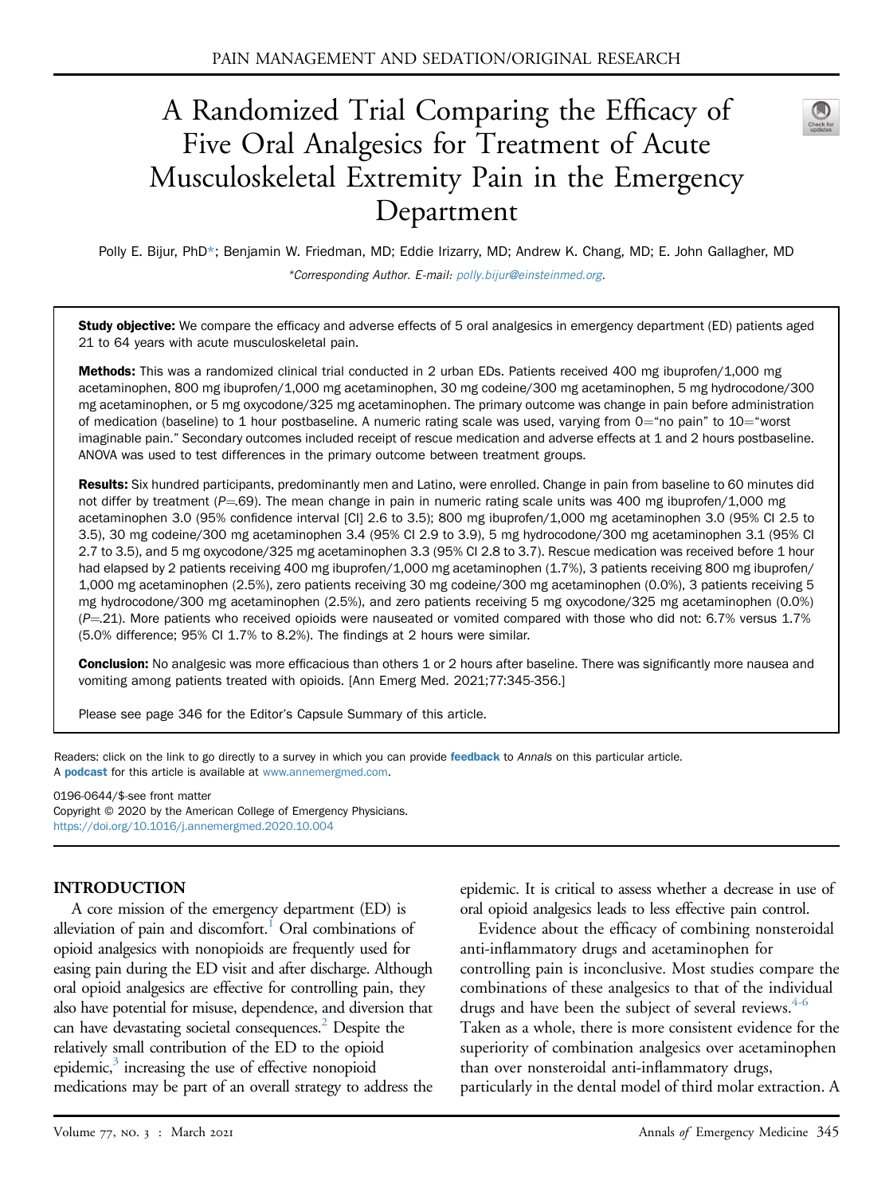# A Randomized Trial Comparing the Efficacy of Five Oral Analgesics for Treatment of Acute Musculoskeletal Extremity Pain in the Emergency Department

Polly E. Bijur, PhD*; Benjamin W. Friedman, MD; Eddie Irizarry, MD; Andrew K. Chang, MD; E. John Gallagher, MD

*Corresponding Author. E-mail: polly.bijur@einsteinmed.org.

**Study objective:** We compare the efficacy and adverse effects of 5 oral analgesics in emergency department (ED) patients aged 21 to 64 years with acute musculoskeletal pain.

**Methods:** This was a randomized clinical trial conducted in 2 urban EDs. Patients received 400 mg ibuprofen/1,000 mg acetaminophen, 800 mg ibuprofen/1,000 mg acetaminophen, 30 mg codeine/300 mg acetaminophen, 5 mg hydrocodone/300 mg acetaminophen, or 5 mg oxycodone/325 mg acetaminophen. The primary outcome was change in pain before administration of medication (baseline) to 1 hour postbaseline. A numeric rating scale was used, varying from 0="no pain" to 10="worst imaginable pain." Secondary outcomes included receipt of rescue medication and adverse effects at 1 and 2 hours postbaseline. ANOVA was used to test differences in the primary outcome between treatment groups.

**Results:** Six hundred participants, predominantly men and Latino, were enrolled. Change in pain from baseline to 60 minutes did not differ by treatment ($P$=.69). The mean change in pain in numeric rating scale units was 400 mg ibuprofen/1,000 mg acetaminophen 3.0 (95% confidence interval [CI] 2.6 to 3.5); 800 mg ibuprofen/1,000 mg acetaminophen 3.0 (95% CI 2.5 to 3.5), 30 mg codeine/300 mg acetaminophen 3.4 (95% CI 2.9 to 3.9), 5 mg hydrocodone/300 mg acetaminophen 3.1 (95% CI 2.7 to 3.5), and 5 mg oxycodone/325 mg acetaminophen 3.3 (95% CI 2.8 to 3.7). Rescue medication was received before 1 hour had elapsed by 2 patients receiving 400 mg ibuprofen/1,000 mg acetaminophen (1.7%), 3 patients receiving 800 mg ibuprofen/1,000 mg acetaminophen (2.5%), zero patients receiving 30 mg codeine/300 mg acetaminophen (0.0%), 3 patients receiving 5 mg hydrocodone/300 mg acetaminophen (2.5%), and zero patients receiving 5 mg oxycodone/325 mg acetaminophen (0.0%) ($P$=.21). More patients who received opioids were nauseated or vomited compared with those who did not: 6.7% versus 1.7% (5.0% difference; 95% CI 1.7% to 8.2%). The findings at 2 hours were similar.

**Conclusion:** No analgesic was more efficacious than others 1 or 2 hours after baseline. There was significantly more nausea and vomiting among patients treated with opioids. [Ann Emerg Med. 2021;77:345-356.]

Please see page 346 for the Editor's Capsule Summary of this article.

Readers: click on the link to go directly to a survey in which you can provide **feedback** to *Annals* on this particular article.
A **podcast** for this article is available at www.annemergmed.com.

0196-0644/$-see front matter
Copyright © 2020 by the American College of Emergency Physicians.
https://doi.org/10.1016/j.annemergmed.2020.10.004

## INTRODUCTION

A core mission of the emergency department (ED) is alleviation of pain and discomfort.[1] Oral combinations of opioid analgesics with nonopioids are frequently used for easing pain during the ED visit and after discharge. Although oral opioid analgesics are effective for controlling pain, they also have potential for misuse, dependence, and diversion that can have devastating societal consequences.[2] Despite the relatively small contribution of the ED to the opioid epidemic,[3] increasing the use of effective nonopioid medications may be part of an overall strategy to address the epidemic. It is critical to assess whether a decrease in use of oral opioid analgesics leads to less effective pain control.

Evidence about the efficacy of combining nonsteroidal anti-inflammatory drugs and acetaminophen for controlling pain is inconclusive. Most studies compare the combinations of these analgesics to that of the individual drugs and have been the subject of several reviews.[4-6] Taken as a whole, there is more consistent evidence for the superiority of combination analgesics over acetaminophen than over nonsteroidal anti-inflammatory drugs, particularly in the dental model of third molar extraction. A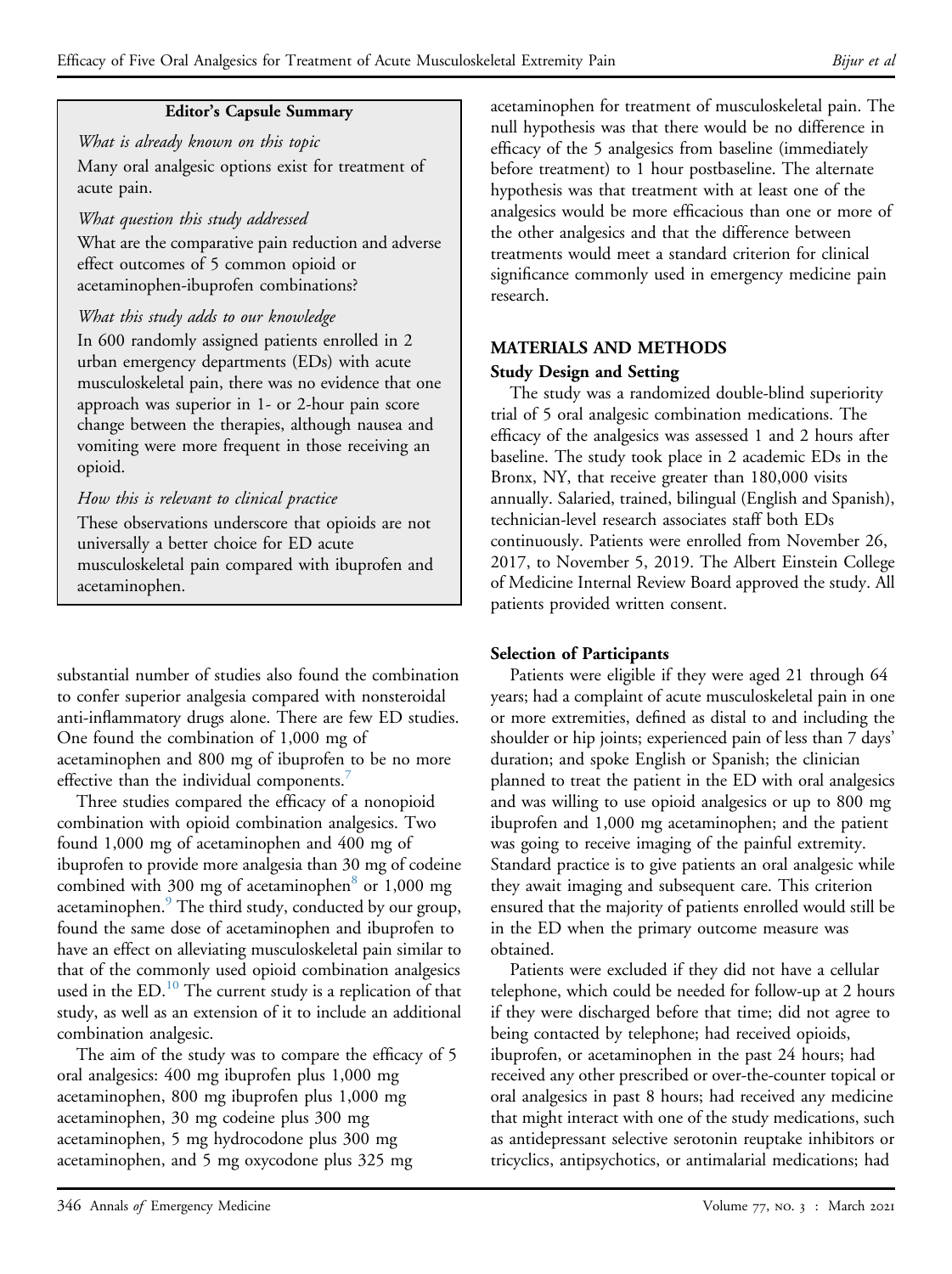**Editor's Capsule Summary**

*What is already known on this topic*

Many oral analgesic options exist for treatment of acute pain.

*What question this study addressed*

What are the comparative pain reduction and adverse effect outcomes of 5 common opioid or acetaminophen-ibuprofen combinations?

*What this study adds to our knowledge*

In 600 randomly assigned patients enrolled in 2 urban emergency departments (EDs) with acute musculoskeletal pain, there was no evidence that one approach was superior in 1- or 2-hour pain score change between the therapies, although nausea and vomiting were more frequent in those receiving an opioid.

*How this is relevant to clinical practice*

These observations underscore that opioids are not universally a better choice for ED acute musculoskeletal pain compared with ibuprofen and acetaminophen.

substantial number of studies also found the combination to confer superior analgesia compared with nonsteroidal anti-inflammatory drugs alone. There are few ED studies. One found the combination of 1,000 mg of acetaminophen and 800 mg of ibuprofen to be no more effective than the individual components.[7]

Three studies compared the efficacy of a nonopioid combination with opioid combination analgesics. Two found 1,000 mg of acetaminophen and 400 mg of ibuprofen to provide more analgesia than 30 mg of codeine combined with 300 mg of acetaminophen[8] or 1,000 mg acetaminophen.[9] The third study, conducted by our group, found the same dose of acetaminophen and ibuprofen to have an effect on alleviating musculoskeletal pain similar to that of the commonly used opioid combination analgesics used in the ED.[10] The current study is a replication of that study, as well as an extension of it to include an additional combination analgesic.

The aim of the study was to compare the efficacy of 5 oral analgesics: 400 mg ibuprofen plus 1,000 mg acetaminophen, 800 mg ibuprofen plus 1,000 mg acetaminophen, 30 mg codeine plus 300 mg acetaminophen, 5 mg hydrocodone plus 300 mg acetaminophen, and 5 mg oxycodone plus 325 mg acetaminophen for treatment of musculoskeletal pain. The null hypothesis was that there would be no difference in efficacy of the 5 analgesics from baseline (immediately before treatment) to 1 hour postbaseline. The alternate hypothesis was that treatment with at least one of the analgesics would be more efficacious than one or more of the other analgesics and that the difference between treatments would meet a standard criterion for clinical significance commonly used in emergency medicine pain research.

## MATERIALS AND METHODS

### Study Design and Setting

The study was a randomized double-blind superiority trial of 5 oral analgesic combination medications. The efficacy of the analgesics was assessed 1 and 2 hours after baseline. The study took place in 2 academic EDs in the Bronx, NY, that receive greater than 180,000 visits annually. Salaried, trained, bilingual (English and Spanish), technician-level research associates staff both EDs continuously. Patients were enrolled from November 26, 2017, to November 5, 2019. The Albert Einstein College of Medicine Internal Review Board approved the study. All patients provided written consent.

### Selection of Participants

Patients were eligible if they were aged 21 through 64 years; had a complaint of acute musculoskeletal pain in one or more extremities, defined as distal to and including the shoulder or hip joints; experienced pain of less than 7 days' duration; and spoke English or Spanish; the clinician planned to treat the patient in the ED with oral analgesics and was willing to use opioid analgesics or up to 800 mg ibuprofen and 1,000 mg acetaminophen; and the patient was going to receive imaging of the painful extremity. Standard practice is to give patients an oral analgesic while they await imaging and subsequent care. This criterion ensured that the majority of patients enrolled would still be in the ED when the primary outcome measure was obtained.

Patients were excluded if they did not have a cellular telephone, which could be needed for follow-up at 2 hours if they were discharged before that time; did not agree to being contacted by telephone; had received opioids, ibuprofen, or acetaminophen in the past 24 hours; had received any other prescribed or over-the-counter topical or oral analgesics in past 8 hours; had received any medicine that might interact with one of the study medications, such as antidepressant selective serotonin reuptake inhibitors or tricyclics, antipsychotics, or antimalarial medications; had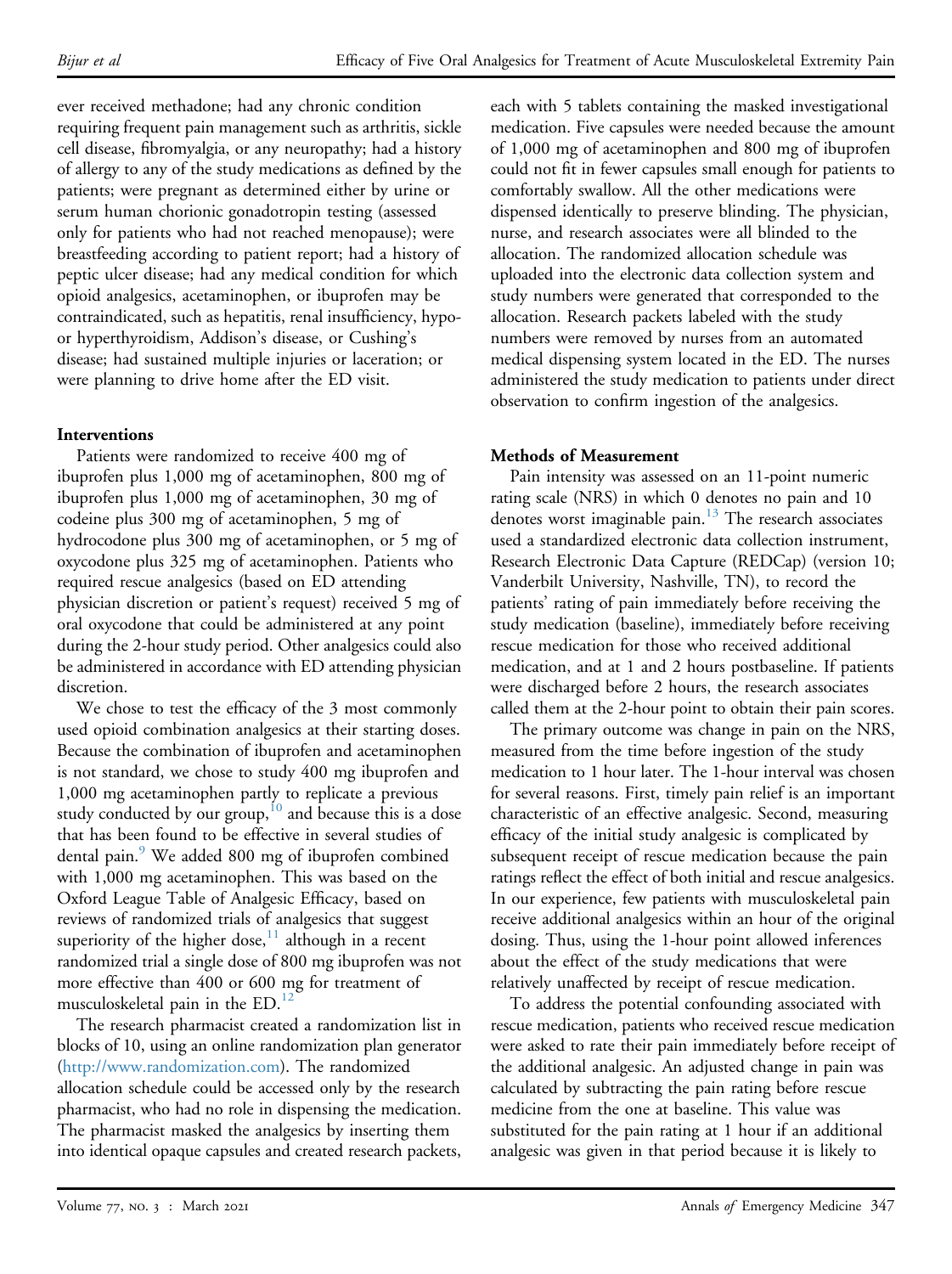ever received methadone; had any chronic condition requiring frequent pain management such as arthritis, sickle cell disease, fibromyalgia, or any neuropathy; had a history of allergy to any of the study medications as defined by the patients; were pregnant as determined either by urine or serum human chorionic gonadotropin testing (assessed only for patients who had not reached menopause); were breastfeeding according to patient report; had a history of peptic ulcer disease; had any medical condition for which opioid analgesics, acetaminophen, or ibuprofen may be contraindicated, such as hepatitis, renal insufficiency, hypo- or hyperthyroidism, Addison's disease, or Cushing's disease; had sustained multiple injuries or laceration; or were planning to drive home after the ED visit.

### Interventions

Patients were randomized to receive 400 mg of ibuprofen plus 1,000 mg of acetaminophen, 800 mg of ibuprofen plus 1,000 mg of acetaminophen, 30 mg of codeine plus 300 mg of acetaminophen, 5 mg of hydrocodone plus 300 mg of acetaminophen, or 5 mg of oxycodone plus 325 mg of acetaminophen. Patients who required rescue analgesics (based on ED attending physician discretion or patient's request) received 5 mg of oral oxycodone that could be administered at any point during the 2-hour study period. Other analgesics could also be administered in accordance with ED attending physician discretion.

We chose to test the efficacy of the 3 most commonly used opioid combination analgesics at their starting doses. Because the combination of ibuprofen and acetaminophen is not standard, we chose to study 400 mg ibuprofen and 1,000 mg acetaminophen partly to replicate a previous study conducted by our group,[10] and because this is a dose that has been found to be effective in several studies of dental pain.[9] We added 800 mg of ibuprofen combined with 1,000 mg acetaminophen. This was based on the Oxford League Table of Analgesic Efficacy, based on reviews of randomized trials of analgesics that suggest superiority of the higher dose,[11] although in a recent randomized trial a single dose of 800 mg ibuprofen was not more effective than 400 or 600 mg for treatment of musculoskeletal pain in the ED.[12]

The research pharmacist created a randomization list in blocks of 10, using an online randomization plan generator (http://www.randomization.com). The randomized allocation schedule could be accessed only by the research pharmacist, who had no role in dispensing the medication. The pharmacist masked the analgesics by inserting them into identical opaque capsules and created research packets, each with 5 tablets containing the masked investigational medication. Five capsules were needed because the amount of 1,000 mg of acetaminophen and 800 mg of ibuprofen could not fit in fewer capsules small enough for patients to comfortably swallow. All the other medications were dispensed identically to preserve blinding. The physician, nurse, and research associates were all blinded to the allocation. The randomized allocation schedule was uploaded into the electronic data collection system and study numbers were generated that corresponded to the allocation. Research packets labeled with the study numbers were removed by nurses from an automated medical dispensing system located in the ED. The nurses administered the study medication to patients under direct observation to confirm ingestion of the analgesics.

### Methods of Measurement

Pain intensity was assessed on an 11-point numeric rating scale (NRS) in which 0 denotes no pain and 10 denotes worst imaginable pain.[13] The research associates used a standardized electronic data collection instrument, Research Electronic Data Capture (REDCap) (version 10; Vanderbilt University, Nashville, TN), to record the patients' rating of pain immediately before receiving the study medication (baseline), immediately before receiving rescue medication for those who received additional medication, and at 1 and 2 hours postbaseline. If patients were discharged before 2 hours, the research associates called them at the 2-hour point to obtain their pain scores.

The primary outcome was change in pain on the NRS, measured from the time before ingestion of the study medication to 1 hour later. The 1-hour interval was chosen for several reasons. First, timely pain relief is an important characteristic of an effective analgesic. Second, measuring efficacy of the initial study analgesic is complicated by subsequent receipt of rescue medication because the pain ratings reflect the effect of both initial and rescue analgesics. In our experience, few patients with musculoskeletal pain receive additional analgesics within an hour of the original dosing. Thus, using the 1-hour point allowed inferences about the effect of the study medications that were relatively unaffected by receipt of rescue medication.

To address the potential confounding associated with rescue medication, patients who received rescue medication were asked to rate their pain immediately before receipt of the additional analgesic. An adjusted change in pain was calculated by subtracting the pain rating before rescue medicine from the one at baseline. This value was substituted for the pain rating at 1 hour if an additional analgesic was given in that period because it is likely to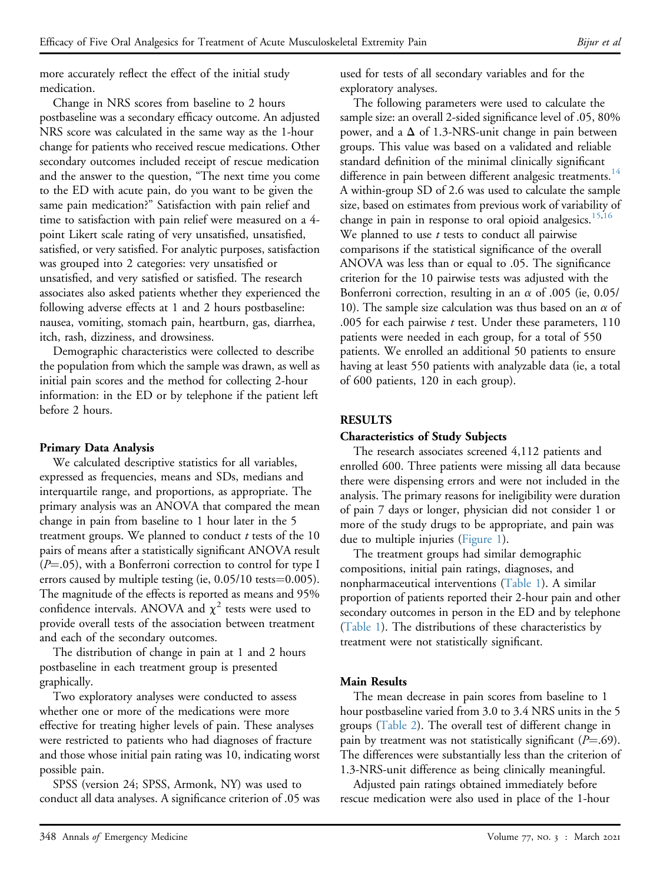more accurately reflect the effect of the initial study medication.

Change in NRS scores from baseline to 2 hours postbaseline was a secondary efficacy outcome. An adjusted NRS score was calculated in the same way as the 1-hour change for patients who received rescue medications. Other secondary outcomes included receipt of rescue medication and the answer to the question, "The next time you come to the ED with acute pain, do you want to be given the same pain medication?" Satisfaction with pain relief and time to satisfaction with pain relief were measured on a 4-point Likert scale rating of very unsatisfied, unsatisfied, satisfied, or very satisfied. For analytic purposes, satisfaction was grouped into 2 categories: very unsatisfied or unsatisfied, and very satisfied or satisfied. The research associates also asked patients whether they experienced the following adverse effects at 1 and 2 hours postbaseline: nausea, vomiting, stomach pain, heartburn, gas, diarrhea, itch, rash, dizziness, and drowsiness.

Demographic characteristics were collected to describe the population from which the sample was drawn, as well as initial pain scores and the method for collecting 2-hour information: in the ED or by telephone if the patient left before 2 hours.

### Primary Data Analysis

We calculated descriptive statistics for all variables, expressed as frequencies, means and SDs, medians and interquartile range, and proportions, as appropriate. The primary analysis was an ANOVA that compared the mean change in pain from baseline to 1 hour later in the 5 treatment groups. We planned to conduct *t* tests of the 10 pairs of means after a statistically significant ANOVA result ($P$=.05), with a Bonferroni correction to control for type I errors caused by multiple testing (ie, 0.05/10 tests=0.005). The magnitude of the effects is reported as means and 95% confidence intervals. ANOVA and $\chi^2$ tests were used to provide overall tests of the association between treatment and each of the secondary outcomes.

The distribution of change in pain at 1 and 2 hours postbaseline in each treatment group is presented graphically.

Two exploratory analyses were conducted to assess whether one or more of the medications were more effective for treating higher levels of pain. These analyses were restricted to patients who had diagnoses of fracture and those whose initial pain rating was 10, indicating worst possible pain.

SPSS (version 24; SPSS, Armonk, NY) was used to conduct all data analyses. A significance criterion of .05 was used for tests of all secondary variables and for the exploratory analyses.

The following parameters were used to calculate the sample size: an overall 2-sided significance level of .05, 80% power, and a $\Delta$ of 1.3-NRS-unit change in pain between groups. This value was based on a validated and reliable standard definition of the minimal clinically significant difference in pain between different analgesic treatments.[14] A within-group SD of 2.6 was used to calculate the sample size, based on estimates from previous work of variability of change in pain in response to oral opioid analgesics.[15,16] We planned to use *t* tests to conduct all pairwise comparisons if the statistical significance of the overall ANOVA was less than or equal to .05. The significance criterion for the 10 pairwise tests was adjusted with the Bonferroni correction, resulting in an $\alpha$ of .005 (ie, 0.05/10). The sample size calculation was thus based on an $\alpha$ of .005 for each pairwise *t* test. Under these parameters, 110 patients were needed in each group, for a total of 550 patients. We enrolled an additional 50 patients to ensure having at least 550 patients with analyzable data (ie, a total of 600 patients, 120 in each group).

## RESULTS

### Characteristics of Study Subjects

The research associates screened 4,112 patients and enrolled 600. Three patients were missing all data because there were dispensing errors and were not included in the analysis. The primary reasons for ineligibility were duration of pain 7 days or longer, physician did not consider 1 or more of the study drugs to be appropriate, and pain was due to multiple injuries (Figure 1).

The treatment groups had similar demographic compositions, initial pain ratings, diagnoses, and nonpharmaceutical interventions (Table 1). A similar proportion of patients reported their 2-hour pain and other secondary outcomes in person in the ED and by telephone (Table 1). The distributions of these characteristics by treatment were not statistically significant.

### Main Results

The mean decrease in pain scores from baseline to 1 hour postbaseline varied from 3.0 to 3.4 NRS units in the 5 groups (Table 2). The overall test of different change in pain by treatment was not statistically significant ($P$=.69). The differences were substantially less than the criterion of 1.3-NRS-unit difference as being clinically meaningful.

Adjusted pain ratings obtained immediately before rescue medication were also used in place of the 1-hour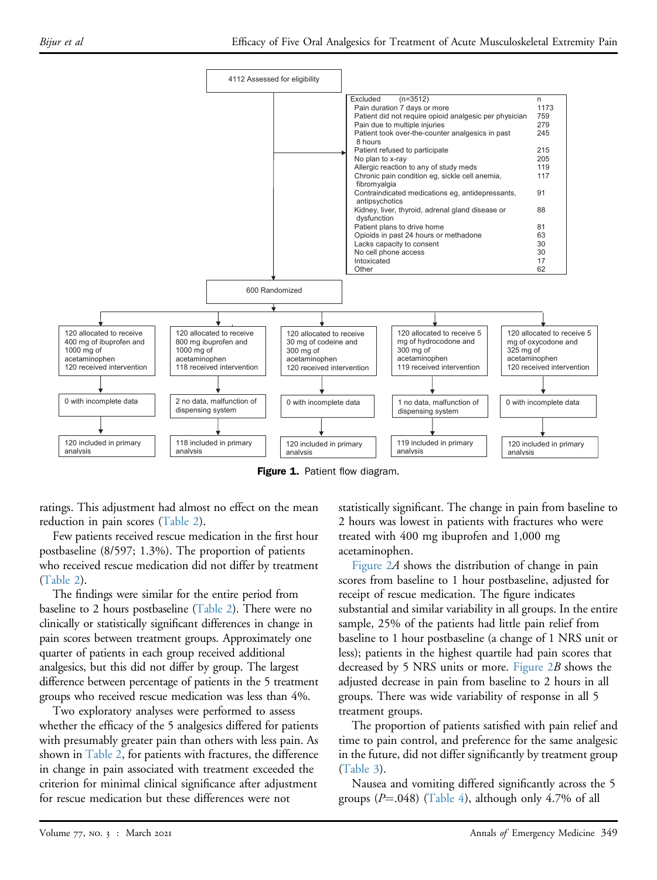4112 Assessed for eligibility

| Excluded (n=3512) | n |
|---|---|
| Pain duration 7 days or more | 1173 |
| Patient did not require opioid analgesic per physician | 759 |
| Pain due to multiple injuries | 279 |
| Patient took over-the-counter analgesics in past 8 hours | 245 |
| Patient refused to participate | 215 |
| No plan to x-ray | 205 |
| Allergic reaction to any of study meds | 119 |
| Chronic pain condition eg, sickle cell anemia, fibromyalgia | 117 |
| Contraindicated medications eg, antidepressants, antipsychotics | 91 |
| Kidney, liver, thyroid, adrenal gland disease or dysfunction | 88 |
| Patient plans to drive home | 81 |
| Opioids in past 24 hours or methadone | 63 |
| Lacks capacity to consent | 30 |
| No cell phone access | 30 |
| Intoxicated | 17 |
| Other | 62 |

600 Randomized

| | | | | |
|---|---|---|---|---|
| 120 allocated to receive 400 mg of ibuprofen and 1000 mg of acetaminophen; 120 received intervention | 120 allocated to receive 800 mg ibuprofen and 1000 mg of acetaminophen; 118 received intervention | 120 allocated to receive 30 mg of codeine and 300 mg of acetaminophen; 120 received intervention | 120 allocated to receive 5 mg of hydrocodone and 300 mg of acetaminophen; 119 received intervention | 120 allocated to receive 5 mg of oxycodone and 325 mg of acetaminophen; 120 received intervention |
| 0 with incomplete data | 2 no data, malfunction of dispensing system | 0 with incomplete data | 1 no data, malfunction of dispensing system | 0 with incomplete data |
| 120 included in primary analysis | 118 included in primary analysis | 120 included in primary analysis | 119 included in primary analysis | 120 included in primary analysis |

**Figure 1.** Patient flow diagram.

ratings. This adjustment had almost no effect on the mean reduction in pain scores (Table 2).

Few patients received rescue medication in the first hour postbaseline (8/597; 1.3%). The proportion of patients who received rescue medication did not differ by treatment (Table 2).

The findings were similar for the entire period from baseline to 2 hours postbaseline (Table 2). There were no clinically or statistically significant differences in change in pain scores between treatment groups. Approximately one quarter of patients in each group received additional analgesics, but this did not differ by group. The largest difference between percentage of patients in the 5 treatment groups who received rescue medication was less than 4%.

Two exploratory analyses were performed to assess whether the efficacy of the 5 analgesics differed for patients with presumably greater pain than others with less pain. As shown in Table 2, for patients with fractures, the difference in change in pain associated with treatment exceeded the criterion for minimal clinical significance after adjustment for rescue medication but these differences were not statistically significant. The change in pain from baseline to 2 hours was lowest in patients with fractures who were treated with 400 mg ibuprofen and 1,000 mg acetaminophen.

Figure 2*A* shows the distribution of change in pain scores from baseline to 1 hour postbaseline, adjusted for receipt of rescue medication. The figure indicates substantial and similar variability in all groups. In the entire sample, 25% of the patients had little pain relief from baseline to 1 hour postbaseline (a change of 1 NRS unit or less); patients in the highest quartile had pain scores that decreased by 5 NRS units or more. Figure 2*B* shows the adjusted decrease in pain from baseline to 2 hours in all groups. There was wide variability of response in all 5 treatment groups.

The proportion of patients satisfied with pain relief and time to pain control, and preference for the same analgesic in the future, did not differ significantly by treatment group (Table 3).

Nausea and vomiting differed significantly across the 5 groups ($P$=.048) (Table 4), although only 4.7% of all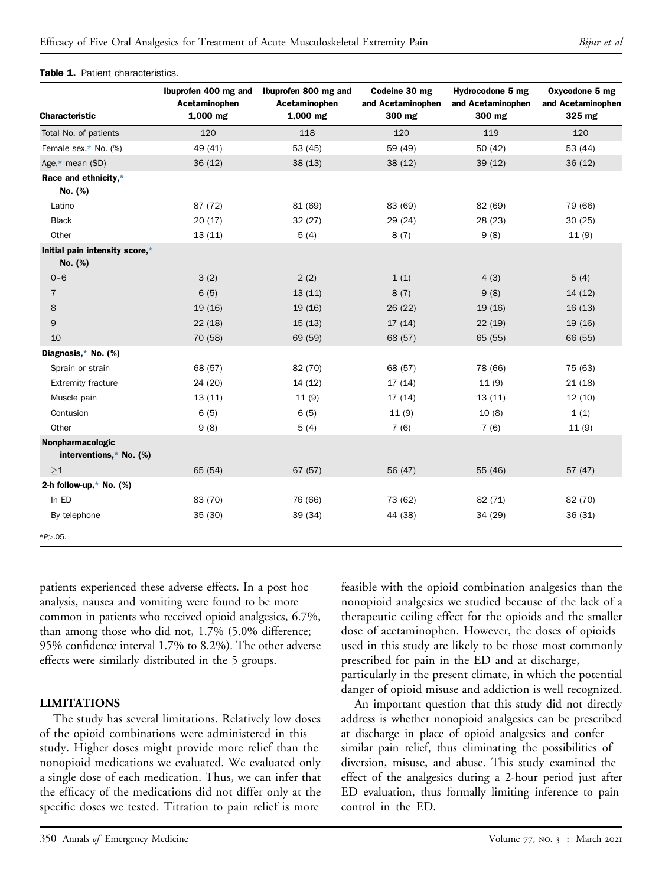**Table 1.** Patient characteristics.

| Characteristic | Ibuprofen 400 mg and Acetaminophen 1,000 mg | Ibuprofen 800 mg and Acetaminophen 1,000 mg | Codeine 30 mg and Acetaminophen 300 mg | Hydrocodone 5 mg and Acetaminophen 300 mg | Oxycodone 5 mg and Acetaminophen 325 mg |
|---|---|---|---|---|---|
| Total No. of patients | 120 | 118 | 120 | 119 | 120 |
| Female sex,* No. (%) | 49 (41) | 53 (45) | 59 (49) | 50 (42) | 53 (44) |
| Age,* mean (SD) | 36 (12) | 38 (13) | 38 (12) | 39 (12) | 36 (12) |
| **Race and ethnicity,* No. (%)** | | | | | |
| Latino | 87 (72) | 81 (69) | 83 (69) | 82 (69) | 79 (66) |
| Black | 20 (17) | 32 (27) | 29 (24) | 28 (23) | 30 (25) |
| Other | 13 (11) | 5 (4) | 8 (7) | 9 (8) | 11 (9) |
| **Initial pain intensity score,* No. (%)** | | | | | |
| 0–6 | 3 (2) | 2 (2) | 1 (1) | 4 (3) | 5 (4) |
| 7 | 6 (5) | 13 (11) | 8 (7) | 9 (8) | 14 (12) |
| 8 | 19 (16) | 19 (16) | 26 (22) | 19 (16) | 16 (13) |
| 9 | 22 (18) | 15 (13) | 17 (14) | 22 (19) | 19 (16) |
| 10 | 70 (58) | 69 (59) | 68 (57) | 65 (55) | 66 (55) |
| **Diagnosis,* No. (%)** | | | | | |
| Sprain or strain | 68 (57) | 82 (70) | 68 (57) | 78 (66) | 75 (63) |
| Extremity fracture | 24 (20) | 14 (12) | 17 (14) | 11 (9) | 21 (18) |
| Muscle pain | 13 (11) | 11 (9) | 17 (14) | 13 (11) | 12 (10) |
| Contusion | 6 (5) | 6 (5) | 11 (9) | 10 (8) | 1 (1) |
| Other | 9 (8) | 5 (4) | 7 (6) | 7 (6) | 11 (9) |
| **Nonpharmacologic interventions,* No. (%)** | | | | | |
| ≥1 | 65 (54) | 67 (57) | 56 (47) | 55 (46) | 57 (47) |
| **2-h follow-up,* No. (%)** | | | | | |
| In ED | 83 (70) | 76 (66) | 73 (62) | 82 (71) | 82 (70) |
| By telephone | 35 (30) | 39 (34) | 44 (38) | 34 (29) | 36 (31) |

*$P>.05$.

patients experienced these adverse effects. In a post hoc analysis, nausea and vomiting were found to be more common in patients who received opioid analgesics, 6.7%, than among those who did not, 1.7% (5.0% difference; 95% confidence interval 1.7% to 8.2%). The other adverse effects were similarly distributed in the 5 groups.

## LIMITATIONS

The study has several limitations. Relatively low doses of the opioid combinations were administered in this study. Higher doses might provide more relief than the nonopioid medications we evaluated. We evaluated only a single dose of each medication. Thus, we can infer that the efficacy of the medications did not differ only at the specific doses we tested. Titration to pain relief is more feasible with the opioid combination analgesics than the nonopioid analgesics we studied because of the lack of a therapeutic ceiling effect for the opioids and the smaller dose of acetaminophen. However, the doses of opioids used in this study are likely to be those most commonly prescribed for pain in the ED and at discharge, particularly in the present climate, in which the potential danger of opioid misuse and addiction is well recognized.

An important question that this study did not directly address is whether nonopioid analgesics can be prescribed at discharge in place of opioid analgesics and confer similar pain relief, thus eliminating the possibilities of diversion, misuse, and abuse. This study examined the effect of the analgesics during a 2-hour period just after ED evaluation, thus formally limiting inference to pain control in the ED.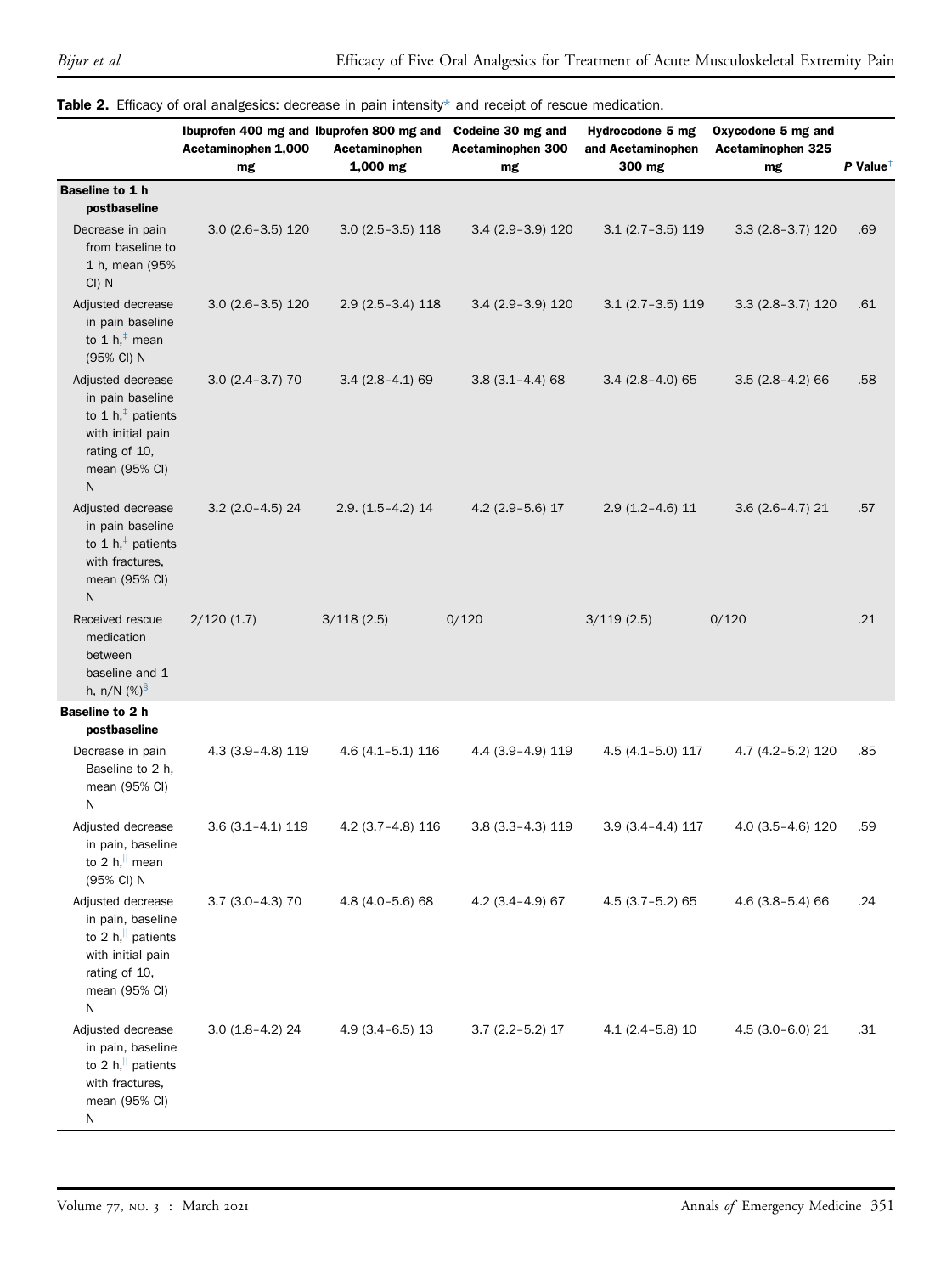**Table 2.** Efficacy of oral analgesics: decrease in pain intensity* and receipt of rescue medication.

| | Ibuprofen 400 mg and Acetaminophen 1,000 mg | Ibuprofen 800 mg and Acetaminophen 1,000 mg | Codeine 30 mg and Acetaminophen 300 mg | Hydrocodone 5 mg and Acetaminophen 300 mg | Oxycodone 5 mg and Acetaminophen 325 mg | *P* Value[†] |
|---|---|---|---|---|---|---|
| **Baseline to 1 h postbaseline** | | | | | | |
| Decrease in pain from baseline to 1 h, mean (95% CI) N | 3.0 (2.6–3.5) 120 | 3.0 (2.5–3.5) 118 | 3.4 (2.9–3.9) 120 | 3.1 (2.7–3.5) 119 | 3.3 (2.8–3.7) 120 | .69 |
| Adjusted decrease in pain baseline to 1 h,[‡] mean (95% CI) N | 3.0 (2.6–3.5) 120 | 2.9 (2.5–3.4) 118 | 3.4 (2.9–3.9) 120 | 3.1 (2.7–3.5) 119 | 3.3 (2.8–3.7) 120 | .61 |
| Adjusted decrease in pain baseline to 1 h,[‡] patients with initial pain rating of 10, mean (95% CI) N | 3.0 (2.4–3.7) 70 | 3.4 (2.8–4.1) 69 | 3.8 (3.1–4.4) 68 | 3.4 (2.8–4.0) 65 | 3.5 (2.8–4.2) 66 | .58 |
| Adjusted decrease in pain baseline to 1 h,[‡] patients with fractures, mean (95% CI) N | 3.2 (2.0–4.5) 24 | 2.9. (1.5–4.2) 14 | 4.2 (2.9–5.6) 17 | 2.9 (1.2–4.6) 11 | 3.6 (2.6–4.7) 21 | .57 |
| Received rescue medication between baseline and 1 h, n/N (%)[§] | 2/120 (1.7) | 3/118 (2.5) | 0/120 | 3/119 (2.5) | 0/120 | .21 |
| **Baseline to 2 h postbaseline** | | | | | | |
| Decrease in pain Baseline to 2 h, mean (95% CI) N | 4.3 (3.9–4.8) 119 | 4.6 (4.1–5.1) 116 | 4.4 (3.9–4.9) 119 | 4.5 (4.1–5.0) 117 | 4.7 (4.2–5.2) 120 | .85 |
| Adjusted decrease in pain, baseline to 2 h,[‖] mean (95% CI) N | 3.6 (3.1–4.1) 119 | 4.2 (3.7–4.8) 116 | 3.8 (3.3–4.3) 119 | 3.9 (3.4–4.4) 117 | 4.0 (3.5–4.6) 120 | .59 |
| Adjusted decrease in pain, baseline to 2 h,[‖] patients with initial pain rating of 10, mean (95% CI) N | 3.7 (3.0–4.3) 70 | 4.8 (4.0–5.6) 68 | 4.2 (3.4–4.9) 67 | 4.5 (3.7–5.2) 65 | 4.6 (3.8–5.4) 66 | .24 |
| Adjusted decrease in pain, baseline to 2 h,[‖] patients with fractures, mean (95% CI) N | 3.0 (1.8–4.2) 24 | 4.9 (3.4–6.5) 13 | 3.7 (2.2–5.2) 17 | 4.1 (2.4–5.8) 10 | 4.5 (3.0–6.0) 21 | .31 |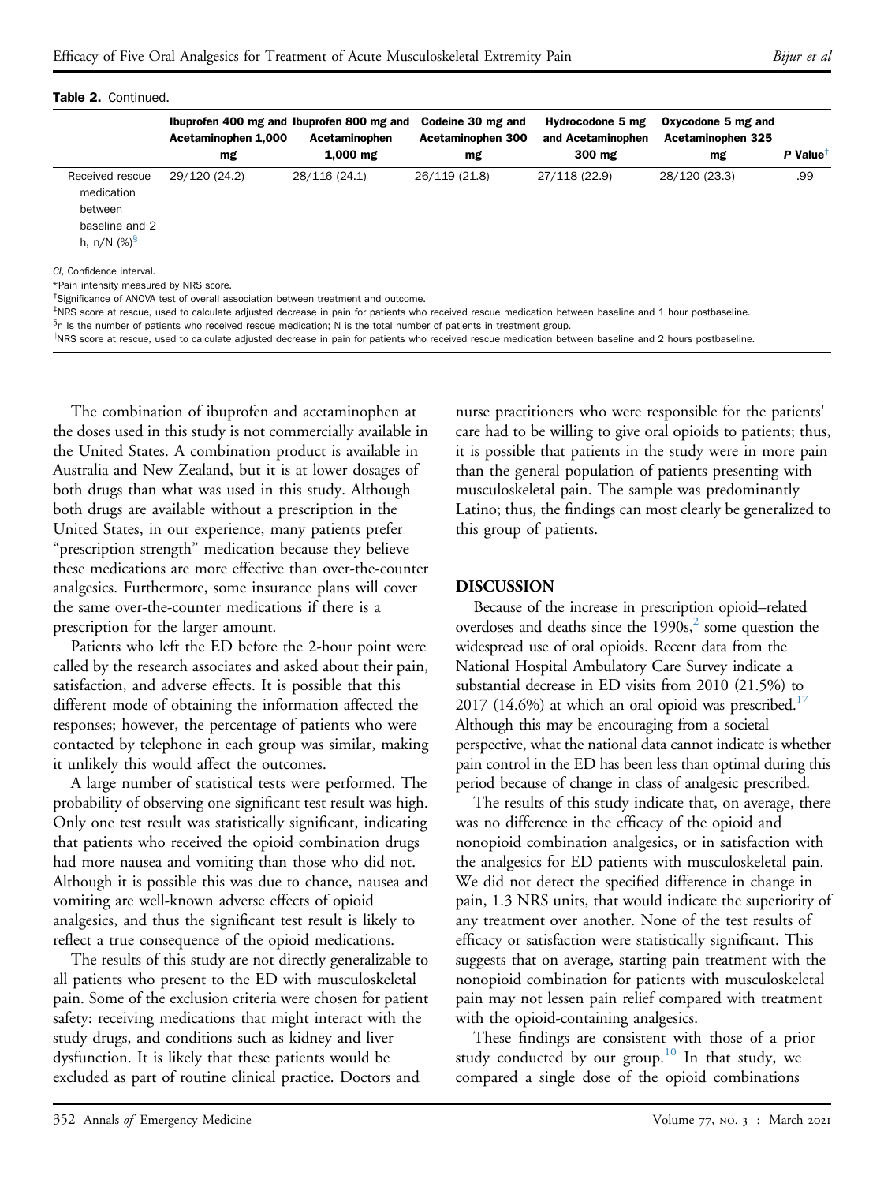**Table 2.** Continued.

| | Ibuprofen 400 mg and Acetaminophen 1,000 mg | Ibuprofen 800 mg and Acetaminophen 1,000 mg | Codeine 30 mg and Acetaminophen 300 mg | Hydrocodone 5 mg and Acetaminophen 300 mg | Oxycodone 5 mg and Acetaminophen 325 mg | *P* Value[†] |
|---|---|---|---|---|---|---|
| Received rescue medication between baseline and 2 h, n/N (%)[§] | 29/120 (24.2) | 28/116 (24.1) | 26/119 (21.8) | 27/118 (22.9) | 28/120 (23.3) | .99 |

*CI*, Confidence interval.
*Pain intensity measured by NRS score.
[†]Significance of ANOVA test of overall association between treatment and outcome.
[‡]NRS score at rescue, used to calculate adjusted decrease in pain for patients who received rescue medication between baseline and 1 hour postbaseline.
[§]n Is the number of patients who received rescue medication; N is the total number of patients in treatment group.
[||]NRS score at rescue, used to calculate adjusted decrease in pain for patients who received rescue medication between baseline and 2 hours postbaseline.

The combination of ibuprofen and acetaminophen at the doses used in this study is not commercially available in the United States. A combination product is available in Australia and New Zealand, but it is at lower dosages of both drugs than what was used in this study. Although both drugs are available without a prescription in the United States, in our experience, many patients prefer "prescription strength" medication because they believe these medications are more effective than over-the-counter analgesics. Furthermore, some insurance plans will cover the same over-the-counter medications if there is a prescription for the larger amount.

Patients who left the ED before the 2-hour point were called by the research associates and asked about their pain, satisfaction, and adverse effects. It is possible that this different mode of obtaining the information affected the responses; however, the percentage of patients who were contacted by telephone in each group was similar, making it unlikely this would affect the outcomes.

A large number of statistical tests were performed. The probability of observing one significant test result was high. Only one test result was statistically significant, indicating that patients who received the opioid combination drugs had more nausea and vomiting than those who did not. Although it is possible this was due to chance, nausea and vomiting are well-known adverse effects of opioid analgesics, and thus the significant test result is likely to reflect a true consequence of the opioid medications.

The results of this study are not directly generalizable to all patients who present to the ED with musculoskeletal pain. Some of the exclusion criteria were chosen for patient safety: receiving medications that might interact with the study drugs, and conditions such as kidney and liver dysfunction. It is likely that these patients would be excluded as part of routine clinical practice. Doctors and nurse practitioners who were responsible for the patients' care had to be willing to give oral opioids to patients; thus, it is possible that patients in the study were in more pain than the general population of patients presenting with musculoskeletal pain. The sample was predominantly Latino; thus, the findings can most clearly be generalized to this group of patients.

## DISCUSSION

Because of the increase in prescription opioid–related overdoses and deaths since the 1990s,[2] some question the widespread use of oral opioids. Recent data from the National Hospital Ambulatory Care Survey indicate a substantial decrease in ED visits from 2010 (21.5%) to 2017 (14.6%) at which an oral opioid was prescribed.[17] Although this may be encouraging from a societal perspective, what the national data cannot indicate is whether pain control in the ED has been less than optimal during this period because of change in class of analgesic prescribed.

The results of this study indicate that, on average, there was no difference in the efficacy of the opioid and nonopioid combination analgesics, or in satisfaction with the analgesics for ED patients with musculoskeletal pain. We did not detect the specified difference in change in pain, 1.3 NRS units, that would indicate the superiority of any treatment over another. None of the test results of efficacy or satisfaction were statistically significant. This suggests that on average, starting pain treatment with the nonopioid combination for patients with musculoskeletal pain may not lessen pain relief compared with treatment with the opioid-containing analgesics.

These findings are consistent with those of a prior study conducted by our group.[10] In that study, we compared a single dose of the opioid combinations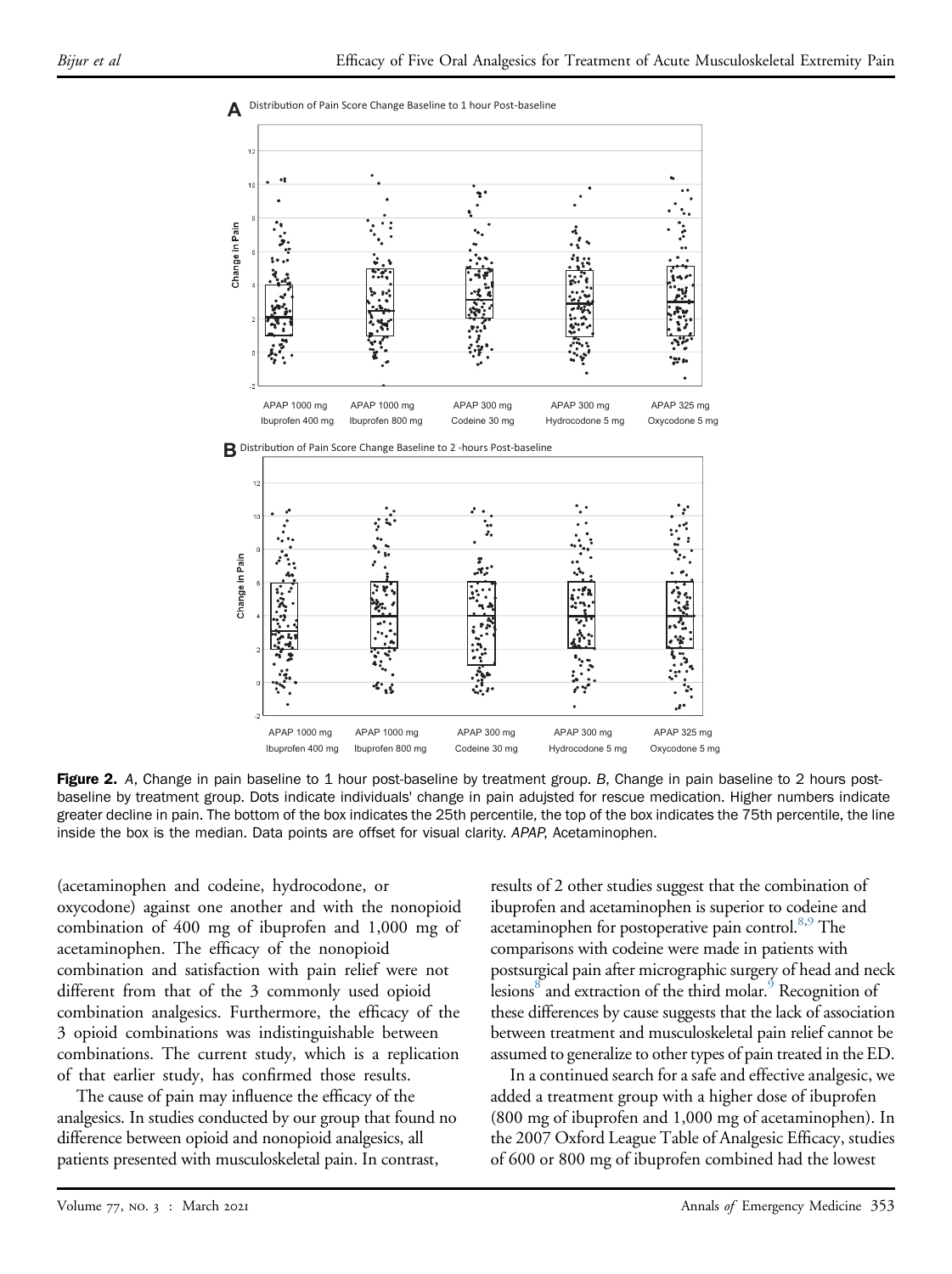**Figure 2.** *A*, Change in pain baseline to 1 hour post-baseline by treatment group. *B*, Change in pain baseline to 2 hours post-baseline by treatment group. Dots indicate individuals' change in pain adujsted for rescue medication. Higher numbers indicate greater decline in pain. The bottom of the box indicates the 25th percentile, the top of the box indicates the 75th percentile, the line inside the box is the median. Data points are offset for visual clarity. *APAP*, Acetaminophen.

(acetaminophen and codeine, hydrocodone, or oxycodone) against one another and with the nonopioid combination of 400 mg of ibuprofen and 1,000 mg of acetaminophen. The efficacy of the nonopioid combination and satisfaction with pain relief were not different from that of the 3 commonly used opioid combination analgesics. Furthermore, the efficacy of the 3 opioid combinations was indistinguishable between combinations. The current study, which is a replication of that earlier study, has confirmed those results.

The cause of pain may influence the efficacy of the analgesics. In studies conducted by our group that found no difference between opioid and nonopioid analgesics, all patients presented with musculoskeletal pain. In contrast, results of 2 other studies suggest that the combination of ibuprofen and acetaminophen is superior to codeine and acetaminophen for postoperative pain control.[8,9] The comparisons with codeine were made in patients with postsurgical pain after micrographic surgery of head and neck lesions[8] and extraction of the third molar.[9] Recognition of these differences by cause suggests that the lack of association between treatment and musculoskeletal pain relief cannot be assumed to generalize to other types of pain treated in the ED.

In a continued search for a safe and effective analgesic, we added a treatment group with a higher dose of ibuprofen (800 mg of ibuprofen and 1,000 mg of acetaminophen). In the 2007 Oxford League Table of Analgesic Efficacy, studies of 600 or 800 mg of ibuprofen combined had the lowest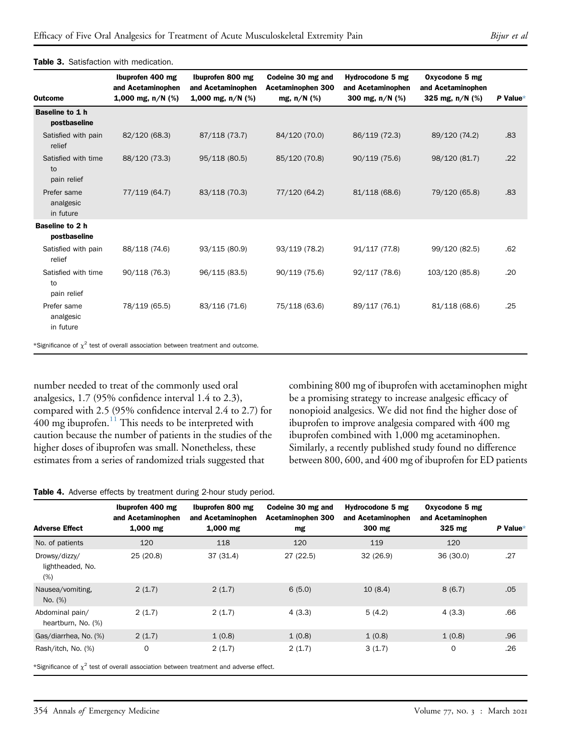**Table 3.** Satisfaction with medication.

| Outcome | Ibuprofen 400 mg and Acetaminophen 1,000 mg, n/N (%) | Ibuprofen 800 mg and Acetaminophen 1,000 mg, n/N (%) | Codeine 30 mg and Acetaminophen 300 mg, n/N (%) | Hydrocodone 5 mg and Acetaminophen 300 mg, n/N (%) | Oxycodone 5 mg and Acetaminophen 325 mg, n/N (%) | P Value* |
|---|---|---|---|---|---|---|
| **Baseline to 1 h postbaseline** | | | | | | |
| Satisfied with pain relief | 82/120 (68.3) | 87/118 (73.7) | 84/120 (70.0) | 86/119 (72.3) | 89/120 (74.2) | .83 |
| Satisfied with time to pain relief | 88/120 (73.3) | 95/118 (80.5) | 85/120 (70.8) | 90/119 (75.6) | 98/120 (81.7) | .22 |
| Prefer same analgesic in future | 77/119 (64.7) | 83/118 (70.3) | 77/120 (64.2) | 81/118 (68.6) | 79/120 (65.8) | .83 |
| **Baseline to 2 h postbaseline** | | | | | | |
| Satisfied with pain relief | 88/118 (74.6) | 93/115 (80.9) | 93/119 (78.2) | 91/117 (77.8) | 99/120 (82.5) | .62 |
| Satisfied with time to pain relief | 90/118 (76.3) | 96/115 (83.5) | 90/119 (75.6) | 92/117 (78.6) | 103/120 (85.8) | .20 |
| Prefer same analgesic in future | 78/119 (65.5) | 83/116 (71.6) | 75/118 (63.6) | 89/117 (76.1) | 81/118 (68.6) | .25 |

*Significance of $\chi^2$ test of overall association between treatment and outcome.

number needed to treat of the commonly used oral analgesics, 1.7 (95% confidence interval 1.4 to 2.3), compared with 2.5 (95% confidence interval 2.4 to 2.7) for 400 mg ibuprofen.[11] This needs to be interpreted with caution because the number of patients in the studies of the higher doses of ibuprofen was small. Nonetheless, these estimates from a series of randomized trials suggested that combining 800 mg of ibuprofen with acetaminophen might be a promising strategy to increase analgesic efficacy of nonopioid analgesics. We did not find the higher dose of ibuprofen to improve analgesia compared with 400 mg ibuprofen combined with 1,000 mg acetaminophen. Similarly, a recently published study found no difference between 800, 600, and 400 mg of ibuprofen for ED patients

**Table 4.** Adverse effects by treatment during 2-hour study period.

| Adverse Effect | Ibuprofen 400 mg and Acetaminophen 1,000 mg | Ibuprofen 800 mg and Acetaminophen 1,000 mg | Codeine 30 mg and Acetaminophen 300 mg | Hydrocodone 5 mg and Acetaminophen 300 mg | Oxycodone 5 mg and Acetaminophen 325 mg | P Value* |
|---|---|---|---|---|---|---|
| No. of patients | 120 | 118 | 120 | 119 | 120 | |
| Drowsy/dizzy/lightheaded, No. (%) | 25 (20.8) | 37 (31.4) | 27 (22.5) | 32 (26.9) | 36 (30.0) | .27 |
| Nausea/vomiting, No. (%) | 2 (1.7) | 2 (1.7) | 6 (5.0) | 10 (8.4) | 8 (6.7) | .05 |
| Abdominal pain/heartburn, No. (%) | 2 (1.7) | 2 (1.7) | 4 (3.3) | 5 (4.2) | 4 (3.3) | .66 |
| Gas/diarrhea, No. (%) | 2 (1.7) | 1 (0.8) | 1 (0.8) | 1 (0.8) | 1 (0.8) | .96 |
| Rash/itch, No. (%) | 0 | 2 (1.7) | 2 (1.7) | 3 (1.7) | 0 | .26 |

*Significance of $\chi^2$ test of overall association between treatment and adverse effect.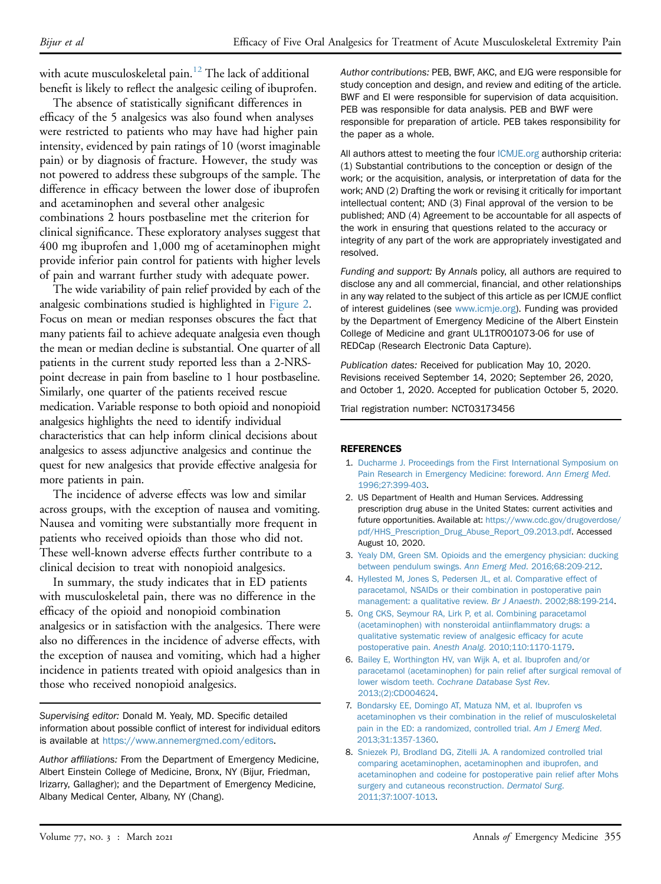with acute musculoskeletal pain.[12] The lack of additional benefit is likely to reflect the analgesic ceiling of ibuprofen.

The absence of statistically significant differences in efficacy of the 5 analgesics was also found when analyses were restricted to patients who may have had higher pain intensity, evidenced by pain ratings of 10 (worst imaginable pain) or by diagnosis of fracture. However, the study was not powered to address these subgroups of the sample. The difference in efficacy between the lower dose of ibuprofen and acetaminophen and several other analgesic combinations 2 hours postbaseline met the criterion for clinical significance. These exploratory analyses suggest that 400 mg ibuprofen and 1,000 mg of acetaminophen might provide inferior pain control for patients with higher levels of pain and warrant further study with adequate power.

The wide variability of pain relief provided by each of the analgesic combinations studied is highlighted in Figure 2. Focus on mean or median responses obscures the fact that many patients fail to achieve adequate analgesia even though the mean or median decline is substantial. One quarter of all patients in the current study reported less than a 2-NRS-point decrease in pain from baseline to 1 hour postbaseline. Similarly, one quarter of the patients received rescue medication. Variable response to both opioid and nonopioid analgesics highlights the need to identify individual characteristics that can help inform clinical decisions about analgesics to assess adjunctive analgesics and continue the quest for new analgesics that provide effective analgesia for more patients in pain.

The incidence of adverse effects was low and similar across groups, with the exception of nausea and vomiting. Nausea and vomiting were substantially more frequent in patients who received opioids than those who did not. These well-known adverse effects further contribute to a clinical decision to treat with nonopioid analgesics.

In summary, the study indicates that in ED patients with musculoskeletal pain, there was no difference in the efficacy of the opioid and nonopioid combination analgesics or in satisfaction with the analgesics. There were also no differences in the incidence of adverse effects, with the exception of nausea and vomiting, which had a higher incidence in patients treated with opioid analgesics than in those who received nonopioid analgesics.

*Supervising editor:* Donald M. Yealy, MD. Specific detailed information about possible conflict of interest for individual editors is available at https://www.annemergmed.com/editors.

*Author affiliations:* From the Department of Emergency Medicine, Albert Einstein College of Medicine, Bronx, NY (Bijur, Friedman, Irizarry, Gallagher); and the Department of Emergency Medicine, Albany Medical Center, Albany, NY (Chang).

*Author contributions:* PEB, BWF, AKC, and EJG were responsible for study conception and design, and review and editing of the article. BWF and EI were responsible for supervision of data acquisition. PEB was responsible for data analysis. PEB and BWF were responsible for preparation of article. PEB takes responsibility for the paper as a whole.

All authors attest to meeting the four ICMJE.org authorship criteria: (1) Substantial contributions to the conception or design of the work; or the acquisition, analysis, or interpretation of data for the work; AND (2) Drafting the work or revising it critically for important intellectual content; AND (3) Final approval of the version to be published; AND (4) Agreement to be accountable for all aspects of the work in ensuring that questions related to the accuracy or integrity of any part of the work are appropriately investigated and resolved.

*Funding and support:* By *Annals* policy, all authors are required to disclose any and all commercial, financial, and other relationships in any way related to the subject of this article as per ICMJE conflict of interest guidelines (see www.icmje.org). Funding was provided by the Department of Emergency Medicine of the Albert Einstein College of Medicine and grant UL1TR001073-06 for use of REDCap (Research Electronic Data Capture).

*Publication dates:* Received for publication May 10, 2020. Revisions received September 14, 2020; September 26, 2020, and October 1, 2020. Accepted for publication October 5, 2020.

Trial registration number: NCT03173456

## REFERENCES

1. Ducharme J. Proceedings from the First International Symposium on Pain Research in Emergency Medicine: foreword. *Ann Emerg Med.* 1996;27:399-403.
2. US Department of Health and Human Services. Addressing prescription drug abuse in the United States: current activities and future opportunities. Available at: https://www.cdc.gov/drugoverdose/pdf/HHS_Prescription_Drug_Abuse_Report_09.2013.pdf. Accessed August 10, 2020.
3. Yealy DM, Green SM. Opioids and the emergency physician: ducking between pendulum swings. *Ann Emerg Med.* 2016;68:209-212.
4. Hyllested M, Jones S, Pedersen JL, et al. Comparative effect of paracetamol, NSAIDs or their combination in postoperative pain management: a qualitative review. *Br J Anaesth.* 2002;88:199-214.
5. Ong CKS, Seymour RA, Lirk P, et al. Combining paracetamol (acetaminophen) with nonsteroidal antiinflammatory drugs: a qualitative systematic review of analgesic efficacy for acute postoperative pain. *Anesth Analg.* 2010;110:1170-1179.
6. Bailey E, Worthington HV, van Wijk A, et al. Ibuprofen and/or paracetamol (acetaminophen) for pain relief after surgical removal of lower wisdom teeth. *Cochrane Database Syst Rev.* 2013;(2):CD004624.
7. Bondarsky EE, Domingo AT, Matuza NM, et al. Ibuprofen vs acetaminophen vs their combination in the relief of musculoskeletal pain in the ED: a randomized, controlled trial. *Am J Emerg Med.* 2013;31:1357-1360.
8. Sniezek PJ, Brodland DG, Zitelli JA. A randomized controlled trial comparing acetaminophen, acetaminophen and ibuprofen, and acetaminophen and codeine for postoperative pain relief after Mohs surgery and cutaneous reconstruction. *Dermatol Surg.* 2011;37:1007-1013.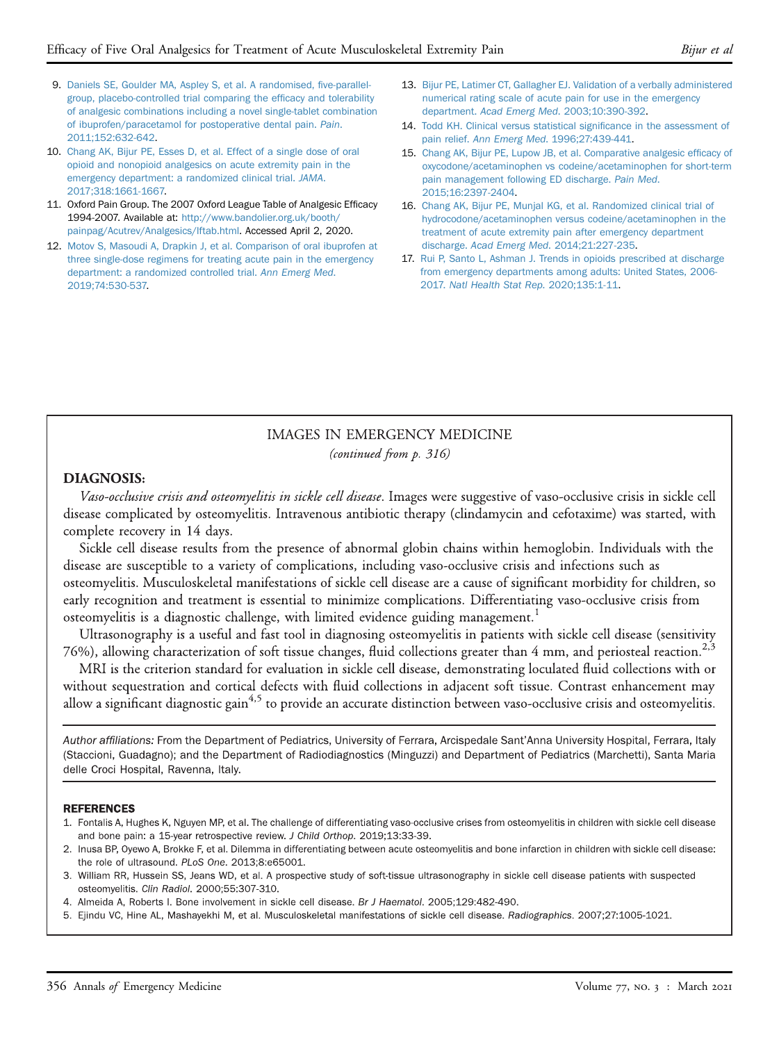9. Daniels SE, Goulder MA, Aspley S, et al. A randomised, five-parallel-group, placebo-controlled trial comparing the efficacy and tolerability of analgesic combinations including a novel single-tablet combination of ibuprofen/paracetamol for postoperative dental pain. *Pain*. 2011;152:632-642.
10. Chang AK, Bijur PE, Esses D, et al. Effect of a single dose of oral opioid and nonopioid analgesics on acute extremity pain in the emergency department: a randomized clinical trial. *JAMA*. 2017;318:1661-1667.
11. Oxford Pain Group. The 2007 Oxford League Table of Analgesic Efficacy 1994-2007. Available at: http://www.bandolier.org.uk/booth/painpag/Acutrev/Analgesics/lftab.html. Accessed April 2, 2020.
12. Motov S, Masoudi A, Drapkin J, et al. Comparison of oral ibuprofen at three single-dose regimens for treating acute pain in the emergency department: a randomized controlled trial. *Ann Emerg Med*. 2019;74:530-537.
13. Bijur PE, Latimer CT, Gallagher EJ. Validation of a verbally administered numerical rating scale of acute pain for use in the emergency department. *Acad Emerg Med*. 2003;10:390-392.
14. Todd KH. Clinical versus statistical significance in the assessment of pain relief. *Ann Emerg Med*. 1996;27:439-441.
15. Chang AK, Bijur PE, Lupow JB, et al. Comparative analgesic efficacy of oxycodone/acetaminophen vs codeine/acetaminophen for short-term pain management following ED discharge. *Pain Med*. 2015;16:2397-2404.
16. Chang AK, Bijur PE, Munjal KG, et al. Randomized clinical trial of hydrocodone/acetaminophen versus codeine/acetaminophen in the treatment of acute extremity pain after emergency department discharge. *Acad Emerg Med*. 2014;21:227-235.
17. Rui P, Santo L, Ashman J. Trends in opioids prescribed at discharge from emergency departments among adults: United States, 2006-2017. *Natl Health Stat Rep*. 2020;135:1-11.

## IMAGES IN EMERGENCY MEDICINE

*(continued from p. 316)*

### DIAGNOSIS:

*Vaso-occlusive crisis and osteomyelitis in sickle cell disease*. Images were suggestive of vaso-occlusive crisis in sickle cell disease complicated by osteomyelitis. Intravenous antibiotic therapy (clindamycin and cefotaxime) was started, with complete recovery in 14 days.

Sickle cell disease results from the presence of abnormal globin chains within hemoglobin. Individuals with the disease are susceptible to a variety of complications, including vaso-occlusive crisis and infections such as osteomyelitis. Musculoskeletal manifestations of sickle cell disease are a cause of significant morbidity for children, so early recognition and treatment is essential to minimize complications. Differentiating vaso-occlusive crisis from osteomyelitis is a diagnostic challenge, with limited evidence guiding management.[1]

Ultrasonography is a useful and fast tool in diagnosing osteomyelitis in patients with sickle cell disease (sensitivity 76%), allowing characterization of soft tissue changes, fluid collections greater than 4 mm, and periosteal reaction.[2,3]

MRI is the criterion standard for evaluation in sickle cell disease, demonstrating loculated fluid collections with or without sequestration and cortical defects with fluid collections in adjacent soft tissue. Contrast enhancement may allow a significant diagnostic gain[4,5] to provide an accurate distinction between vaso-occlusive crisis and osteomyelitis.

*Author affiliations:* From the Department of Pediatrics, University of Ferrara, Arcispedale Sant'Anna University Hospital, Ferrara, Italy (Staccioni, Guadagno); and the Department of Radiodiagnostics (Minguzzi) and Department of Pediatrics (Marchetti), Santa Maria delle Croci Hospital, Ravenna, Italy.

### REFERENCES

1. Fontalis A, Hughes K, Nguyen MP, et al. The challenge of differentiating vaso-occlusive crises from osteomyelitis in children with sickle cell disease and bone pain: a 15-year retrospective review. *J Child Orthop*. 2019;13:33-39.
2. Inusa BP, Oyewo A, Brokke F, et al. Dilemma in differentiating between acute osteomyelitis and bone infarction in children with sickle cell disease: the role of ultrasound. *PLoS One*. 2013;8:e65001.
3. William RR, Hussein SS, Jeans WD, et al. A prospective study of soft-tissue ultrasonography in sickle cell disease patients with suspected osteomyelitis. *Clin Radiol*. 2000;55:307-310.
4. Almeida A, Roberts I. Bone involvement in sickle cell disease. *Br J Haematol*. 2005;129:482-490.
5. Ejindu VC, Hine AL, Mashayekhi M, et al. Musculoskeletal manifestations of sickle cell disease. *Radiographics*. 2007;27:1005-1021.